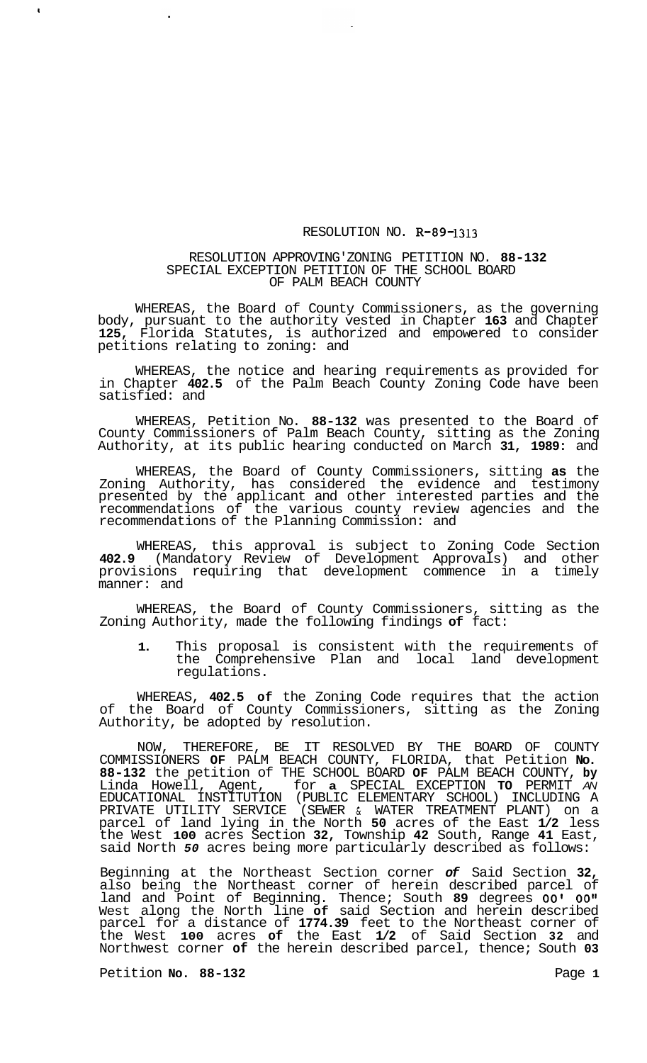RESOLUTION NO. R-89-1313

RESOLUTION APPROVING ZONING PETITION NO. **88-132**
SPECIAL EXCEPTION PETITION OF THE SCHOOL BOARD
OF PALM BEACH COUNTY

WHEREAS, the Board of County Commissioners, as the governing body, pursuant to the authority vested in Chapter **163** and Chapter **125**, Florida Statutes, is authorized and empowered to consider petitions relating to zoning: and

WHEREAS, the notice and hearing requirements as provided for in Chapter **402.5** of the Palm Beach County Zoning Code have been satisfied: and

WHEREAS, Petition No. **88-132** was presented to the Board of County Commissioners of Palm Beach County, sitting as the Zoning Authority, at its public hearing conducted on March **31, 1989:** and

WHEREAS, the Board of County Commissioners, sitting **as** the Zoning Authority, has considered the evidence and testimony presented by the applicant and other interested parties and the recommendations of the various county review agencies and the recommendations of the Planning Commission: and

WHEREAS, this approval is subject to Zoning Code Section **402.9** (Mandatory Review of Development Approvals) and other provisions requiring that development commence in a timely manner: and

WHEREAS, the Board of County Commissioners, sitting as the Zoning Authority, made the following findings **of** fact:

1. This proposal is consistent with the requirements of the Comprehensive Plan and local land development regulations.

WHEREAS, **402.5 of** the Zoning Code requires that the action of the Board of County Commissioners, sitting as the Zoning Authority, be adopted by resolution.

NOW, THEREFORE, BE IT RESOLVED BY THE BOARD OF COUNTY COMMISSIONERS **OF** PALM BEACH COUNTY, FLORIDA, that Petition **No. 88-132** the petition of THE SCHOOL BOARD **OF** PALM BEACH COUNTY, **by** Linda Howell, Agent, for **a** SPECIAL EXCEPTION **TO** PERMIT *AN* EDUCATIONAL INSTITUTION (PUBLIC ELEMENTARY SCHOOL) INCLUDING A PRIVATE UTILITY SERVICE (SEWER & WATER TREATMENT PLANT) on a parcel of land lying in the North **50** acres of the East **1/2** less the West **100** acres Section **32**, Township **42** South, Range **41** East, said North ***50*** acres being more particularly described as follows:

Beginning at the Northeast Section corner ***of*** Said Section **32**, also being the Northeast corner of herein described parcel of land and Point of Beginning. Thence; South **89** degrees **00' 00"** West along the North line **of** said Section and herein described parcel for a distance of **1774.39** feet to the Northeast corner of the West **100** acres **of** the East **1/2** of Said Section **32** and Northwest corner **of** the herein described parcel, thence; South **03**

Petition **No. 88-132**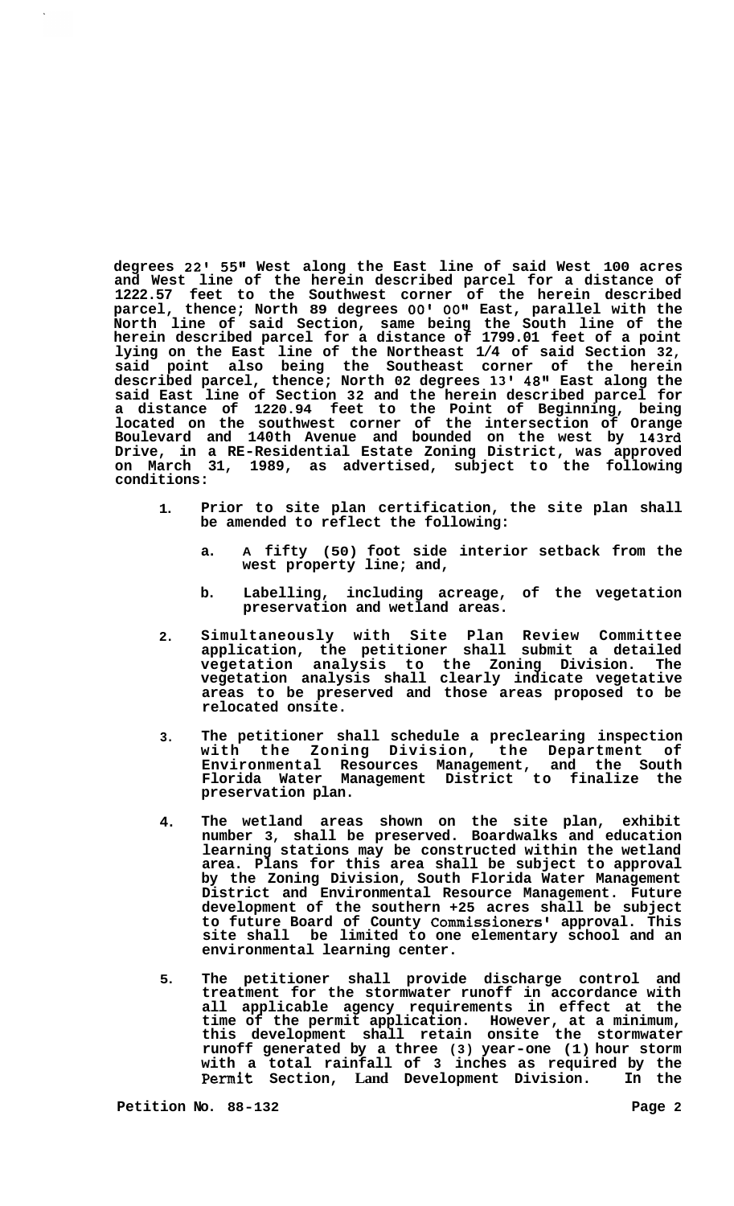**degrees 22' 55" West along the East line of said West 100 acres and West line of the herein described parcel for a distance of 1222.57 feet to the Southwest corner of the herein described parcel, thence; North 89 degrees 00' 00" East, parallel with the North line of said Section, same being the South line of the herein described parcel for a distance of 1799.01 feet of a point lying on the East line of the Northeast 1/4 of said Section 32, said point also being the Southeast corner of the herein described parcel, thence; North 02 degrees 13' 48" East along the said East line of Section 32 and the herein described parcel for a distance of 1220.94 feet to the Point of Beginning, being located on the southwest corner of the intersection of Orange Boulevard and 140th Avenue and bounded on the west by 143rd Drive, in a RE-Residential Estate Zoning District, was approved on March 31, 1989, as advertised, subject to the following conditions:**

1. **Prior to site plan certification, the site plan shall be amended to reflect the following:**

   a. **A fifty (50) foot side interior setback from the west property line; and,**

   b. **Labelling, including acreage, of the vegetation preservation and wetland areas.**

2. **Simultaneously with Site Plan Review Committee application, the petitioner shall submit a detailed vegetation analysis to the Zoning Division. The vegetation analysis shall clearly indicate vegetative areas to be preserved and those areas proposed to be relocated onsite.**

3. **The petitioner shall schedule a preclearing inspection with the Zoning Division, the Department of Environmental Resources Management, and the South Florida Water Management District to finalize the preservation plan.**

4. **The wetland areas shown on the site plan, exhibit number 3, shall be preserved. Boardwalks and education learning stations may be constructed within the wetland area. Plans for this area shall be subject to approval by the Zoning Division, South Florida Water Management District and Environmental Resource Management. Future development of the southern +25 acres shall be subject to future Board of County Commissioners' approval. This site shall be limited to one elementary school and an environmental learning center.**

5. **The petitioner shall provide discharge control and treatment for the stormwater runoff in accordance with all applicable agency requirements in effect at the time of the permit application. However, at a minimum, this development shall retain onsite the stormwater runoff generated by a three (3) year-one (1) hour storm with a total rainfall of 3 inches as required by the Permit Section, Land Development Division. In the**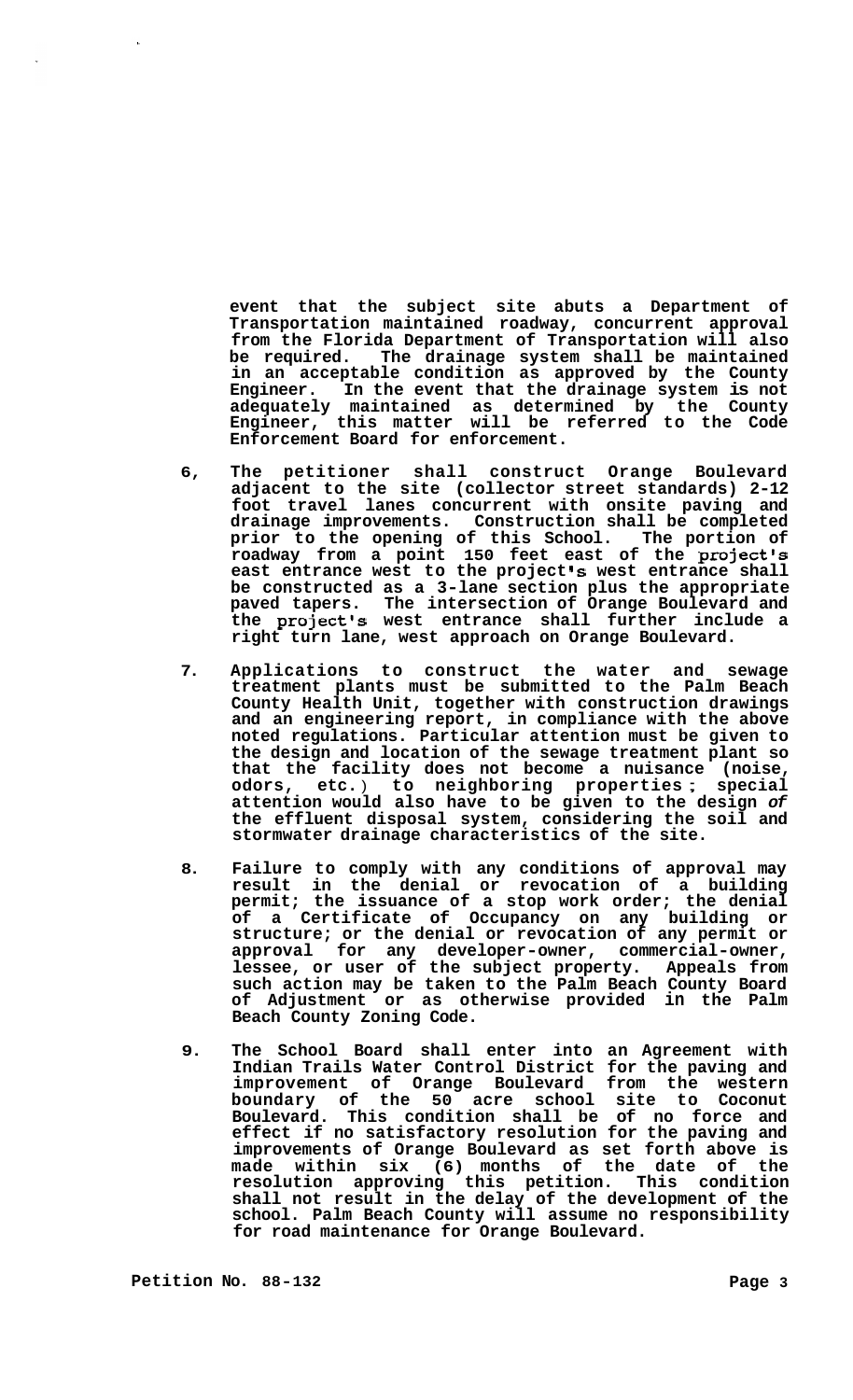**event that the subject site abuts a Department of Transportation maintained roadway, concurrent approval from the Florida Department of Transportation will also be required. The drainage system shall be maintained in an acceptable condition as approved by the County Engineer. In the event that the drainage system is not adequately maintained as determined by the County Engineer, this matter will be referred to the Code Enforcement Board for enforcement.**

6. **The petitioner shall construct Orange Boulevard adjacent to the site (collector street standards) 2-12 foot travel lanes concurrent with onsite paving and drainage improvements. Construction shall be completed prior to the opening of this School. The portion of roadway from a point 150 feet east of the project's east entrance west to the project's west entrance shall be constructed as a 3-lane section plus the appropriate paved tapers. The intersection of Orange Boulevard and the project's west entrance shall further include a right turn lane, west approach on Orange Boulevard.**

7. **Applications to construct the water and sewage treatment plants must be submitted to the Palm Beach County Health Unit, together with construction drawings and an engineering report, in compliance with the above noted regulations. Particular attention must be given to the design and location of the sewage treatment plant so that the facility does not become a nuisance (noise, odors, etc.) to neighboring properties; special attention would also have to be given to the design of the effluent disposal system, considering the soil and stormwater drainage characteristics of the site.**

8. **Failure to comply with any conditions of approval may result in the denial or revocation of a building permit; the issuance of a stop work order; the denial of a Certificate of Occupancy on any building or structure; or the denial or revocation of any permit or approval for any developer-owner, commercial-owner, lessee, or user of the subject property. Appeals from such action may be taken to the Palm Beach County Board of Adjustment or as otherwise provided in the Palm Beach County Zoning Code.**

9. **The School Board shall enter into an Agreement with Indian Trails Water Control District for the paving and improvement of Orange Boulevard from the western boundary of the 50 acre school site to Coconut Boulevard. This condition shall be of no force and effect if no satisfactory resolution for the paving and improvements of Orange Boulevard as set forth above is made within six (6) months of the date of the resolution approving this petition. This condition shall not result in the delay of the development of the school. Palm Beach County will assume no responsibility for road maintenance for Orange Boulevard.**

**Petition No. 88-132**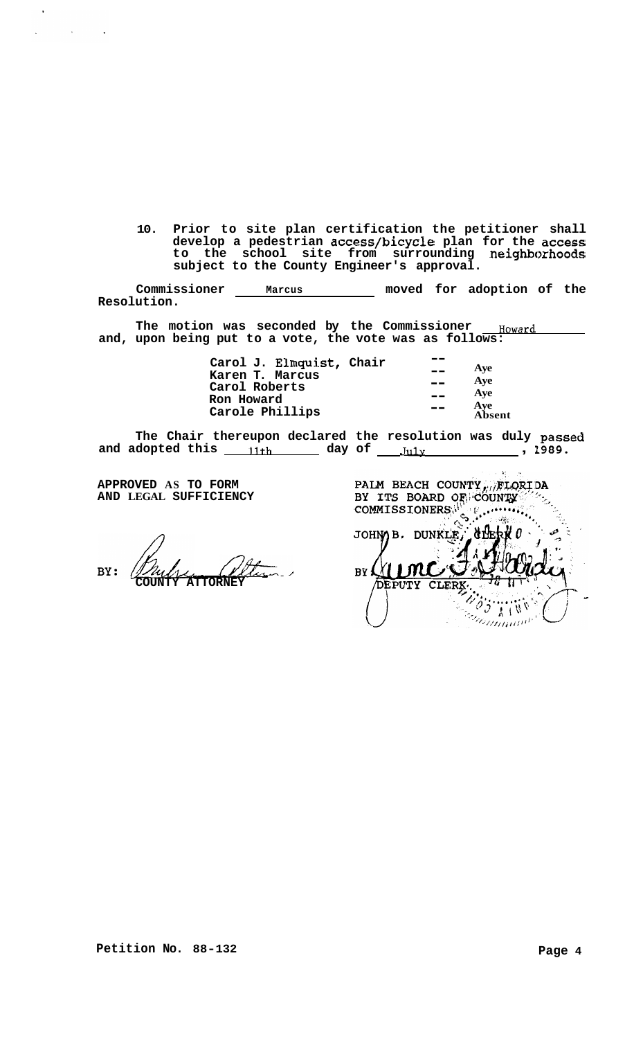10. Prior to site plan certification the petitioner shall develop a pedestrian access/bicycle plan for the access to the school site from surrounding neighborhoods subject to the County Engineer's approval.

Commissioner Marcus moved for adoption of the Resolution.

The motion was seconded by the Commissioner Howard and, upon being put to a vote, the vote was as follows:

| | | |
|---|---|---|
| Carol J. Elmquist, Chair | -- | Aye |
| Karen T. Marcus | -- | Aye |
| Carol Roberts | -- | Aye |
| Ron Howard | -- | Aye |
| Carole Phillips | -- | Absent |

The Chair thereupon declared the resolution was duly passed and adopted this 11th day of July, 1989.

APPROVED AS TO FORM AND LEGAL SUFFICIENCY

BY: COUNTY ATTORNEY

PALM BEACH COUNTY, FLORIDA BY ITS BOARD OF COUNTY COMMISSIONERS

JOHN B. DUNKLE, CLERK

BY: DEPUTY CLERK

Petition No. 88-132